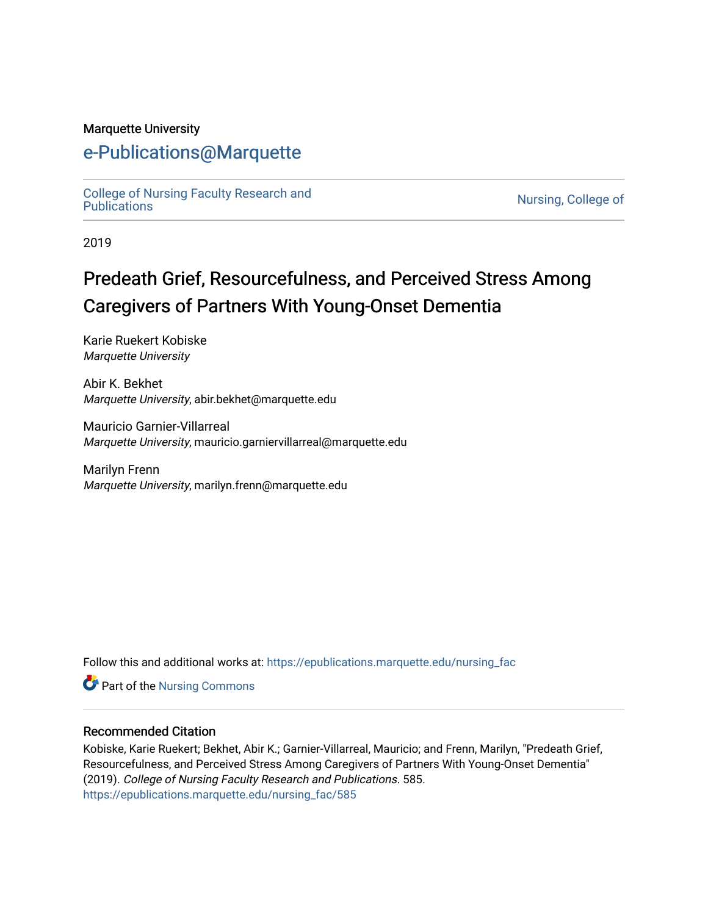Marquette University

# e-Publications@Marquette

College of Nursing Faculty Research and Publications

Nursing, College of

2019

## Predeath Grief, Resourcefulness, and Perceived Stress Among Caregivers of Partners With Young-Onset Dementia

Karie Ruekert Kobiske
*Marquette University*

Abir K. Bekhet
*Marquette University*, abir.bekhet@marquette.edu

Mauricio Garnier-Villarreal
*Marquette University*, mauricio.garniervillarreal@marquette.edu

Marilyn Frenn
*Marquette University*, marilyn.frenn@marquette.edu

Follow this and additional works at: https://epublications.marquette.edu/nursing_fac

Part of the Nursing Commons

### Recommended Citation

Kobiske, Karie Ruekert; Bekhet, Abir K.; Garnier-Villarreal, Mauricio; and Frenn, Marilyn, "Predeath Grief, Resourcefulness, and Perceived Stress Among Caregivers of Partners With Young-Onset Dementia" (2019). *College of Nursing Faculty Research and Publications*. 585.
https://epublications.marquette.edu/nursing_fac/585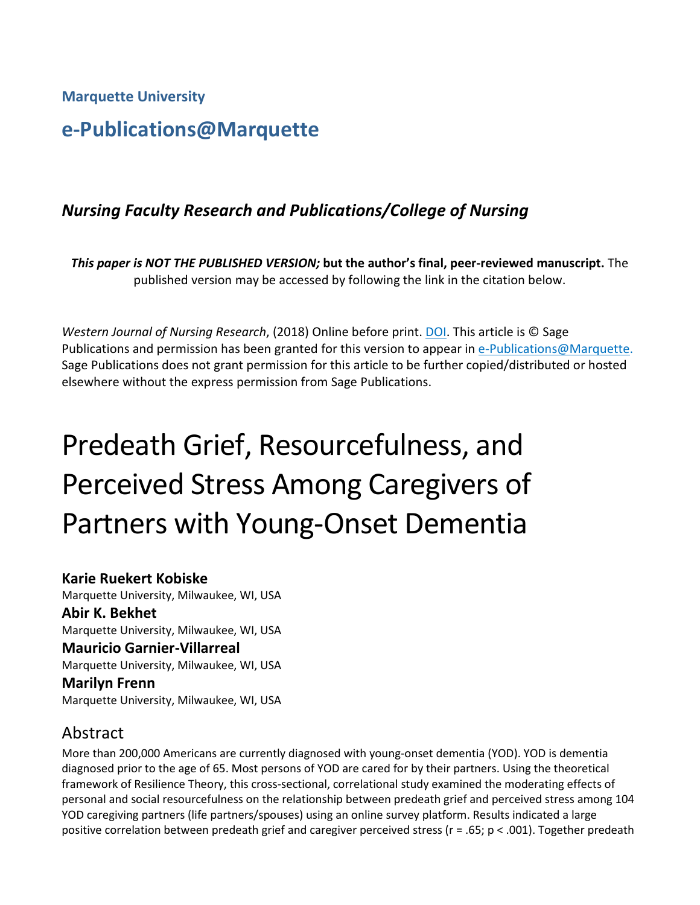**Marquette University**

# e-Publications@Marquette

### *Nursing Faculty Research and Publications/College of Nursing*

***This paper is NOT THE PUBLISHED VERSION;* but the author's final, peer-reviewed manuscript.** The published version may be accessed by following the link in the citation below.

*Western Journal of Nursing Research*, (2018) Online before print. DOI. This article is © Sage Publications and permission has been granted for this version to appear in e-Publications@Marquette. Sage Publications does not grant permission for this article to be further copied/distributed or hosted elsewhere without the express permission from Sage Publications.

# Predeath Grief, Resourcefulness, and Perceived Stress Among Caregivers of Partners with Young-Onset Dementia

**Karie Ruekert Kobiske**
Marquette University, Milwaukee, WI, USA

**Abir K. Bekhet**
Marquette University, Milwaukee, WI, USA

**Mauricio Garnier-Villarreal**
Marquette University, Milwaukee, WI, USA

**Marilyn Frenn**
Marquette University, Milwaukee, WI, USA

## Abstract

More than 200,000 Americans are currently diagnosed with young-onset dementia (YOD). YOD is dementia diagnosed prior to the age of 65. Most persons of YOD are cared for by their partners. Using the theoretical framework of Resilience Theory, this cross-sectional, correlational study examined the moderating effects of personal and social resourcefulness on the relationship between predeath grief and perceived stress among 104 YOD caregiving partners (life partners/spouses) using an online survey platform. Results indicated a large positive correlation between predeath grief and caregiver perceived stress ($r = .65$; $p < .001$). Together predeath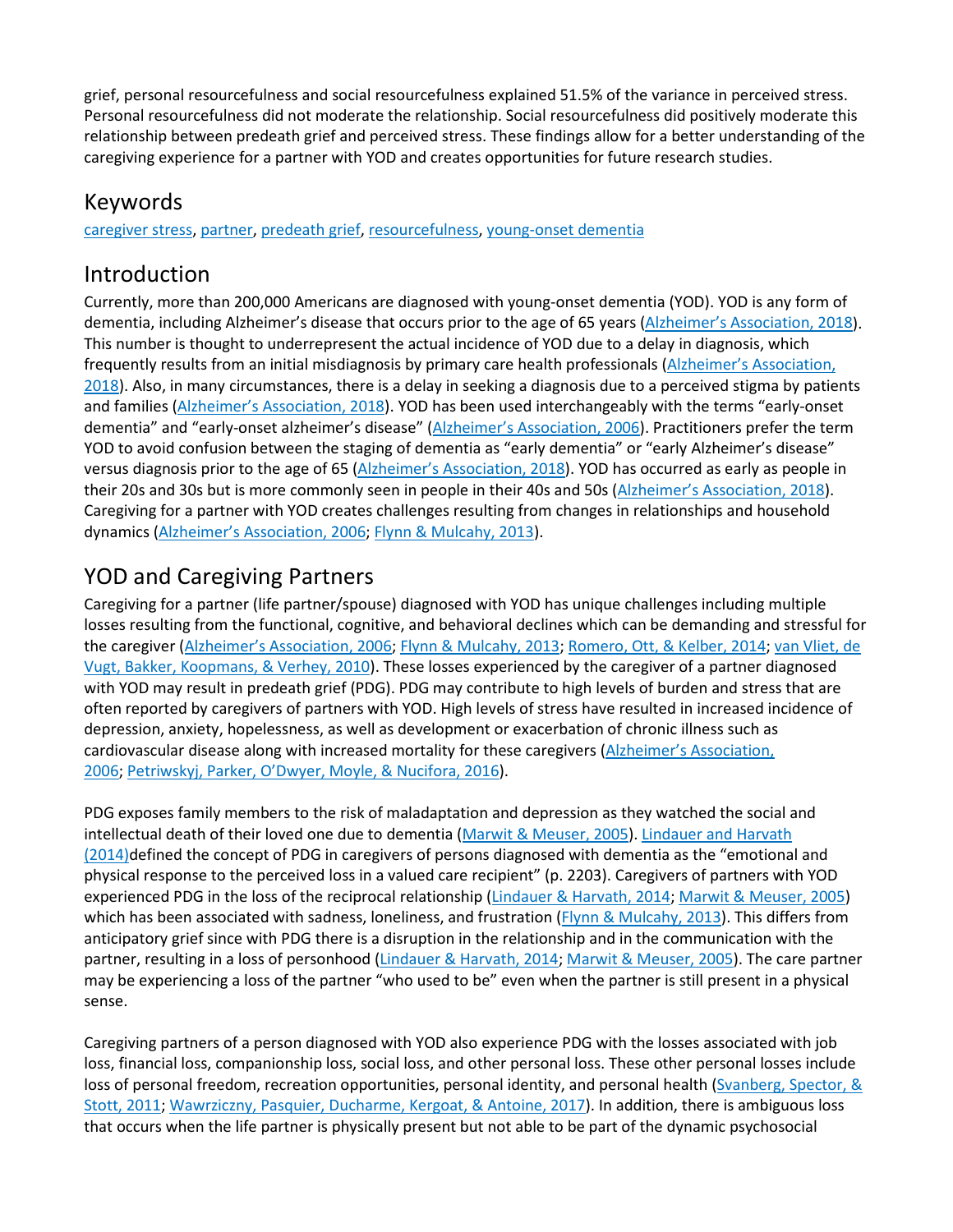grief, personal resourcefulness and social resourcefulness explained 51.5% of the variance in perceived stress. Personal resourcefulness did not moderate the relationship. Social resourcefulness did positively moderate this relationship between predeath grief and perceived stress. These findings allow for a better understanding of the caregiving experience for a partner with YOD and creates opportunities for future research studies.

## Keywords

caregiver stress, partner, predeath grief, resourcefulness, young-onset dementia

## Introduction

Currently, more than 200,000 Americans are diagnosed with young-onset dementia (YOD). YOD is any form of dementia, including Alzheimer's disease that occurs prior to the age of 65 years (Alzheimer's Association, 2018). This number is thought to underrepresent the actual incidence of YOD due to a delay in diagnosis, which frequently results from an initial misdiagnosis by primary care health professionals (Alzheimer's Association, 2018). Also, in many circumstances, there is a delay in seeking a diagnosis due to a perceived stigma by patients and families (Alzheimer's Association, 2018). YOD has been used interchangeably with the terms "early-onset dementia" and "early-onset alzheimer's disease" (Alzheimer's Association, 2006). Practitioners prefer the term YOD to avoid confusion between the staging of dementia as "early dementia" or "early Alzheimer's disease" versus diagnosis prior to the age of 65 (Alzheimer's Association, 2018). YOD has occurred as early as people in their 20s and 30s but is more commonly seen in people in their 40s and 50s (Alzheimer's Association, 2018). Caregiving for a partner with YOD creates challenges resulting from changes in relationships and household dynamics (Alzheimer's Association, 2006; Flynn & Mulcahy, 2013).

## YOD and Caregiving Partners

Caregiving for a partner (life partner/spouse) diagnosed with YOD has unique challenges including multiple losses resulting from the functional, cognitive, and behavioral declines which can be demanding and stressful for the caregiver (Alzheimer's Association, 2006; Flynn & Mulcahy, 2013; Romero, Ott, & Kelber, 2014; van Vliet, de Vugt, Bakker, Koopmans, & Verhey, 2010). These losses experienced by the caregiver of a partner diagnosed with YOD may result in predeath grief (PDG). PDG may contribute to high levels of burden and stress that are often reported by caregivers of partners with YOD. High levels of stress have resulted in increased incidence of depression, anxiety, hopelessness, as well as development or exacerbation of chronic illness such as cardiovascular disease along with increased mortality for these caregivers (Alzheimer's Association, 2006; Petriwskyj, Parker, O'Dwyer, Moyle, & Nucifora, 2016).

PDG exposes family members to the risk of maladaptation and depression as they watched the social and intellectual death of their loved one due to dementia (Marwit & Meuser, 2005). Lindauer and Harvath (2014)defined the concept of PDG in caregivers of persons diagnosed with dementia as the "emotional and physical response to the perceived loss in a valued care recipient" (p. 2203). Caregivers of partners with YOD experienced PDG in the loss of the reciprocal relationship (Lindauer & Harvath, 2014; Marwit & Meuser, 2005) which has been associated with sadness, loneliness, and frustration (Flynn & Mulcahy, 2013). This differs from anticipatory grief since with PDG there is a disruption in the relationship and in the communication with the partner, resulting in a loss of personhood (Lindauer & Harvath, 2014; Marwit & Meuser, 2005). The care partner may be experiencing a loss of the partner "who used to be" even when the partner is still present in a physical sense.

Caregiving partners of a person diagnosed with YOD also experience PDG with the losses associated with job loss, financial loss, companionship loss, social loss, and other personal loss. These other personal losses include loss of personal freedom, recreation opportunities, personal identity, and personal health (Svanberg, Spector, & Stott, 2011; Wawrziczny, Pasquier, Ducharme, Kergoat, & Antoine, 2017). In addition, there is ambiguous loss that occurs when the life partner is physically present but not able to be part of the dynamic psychosocial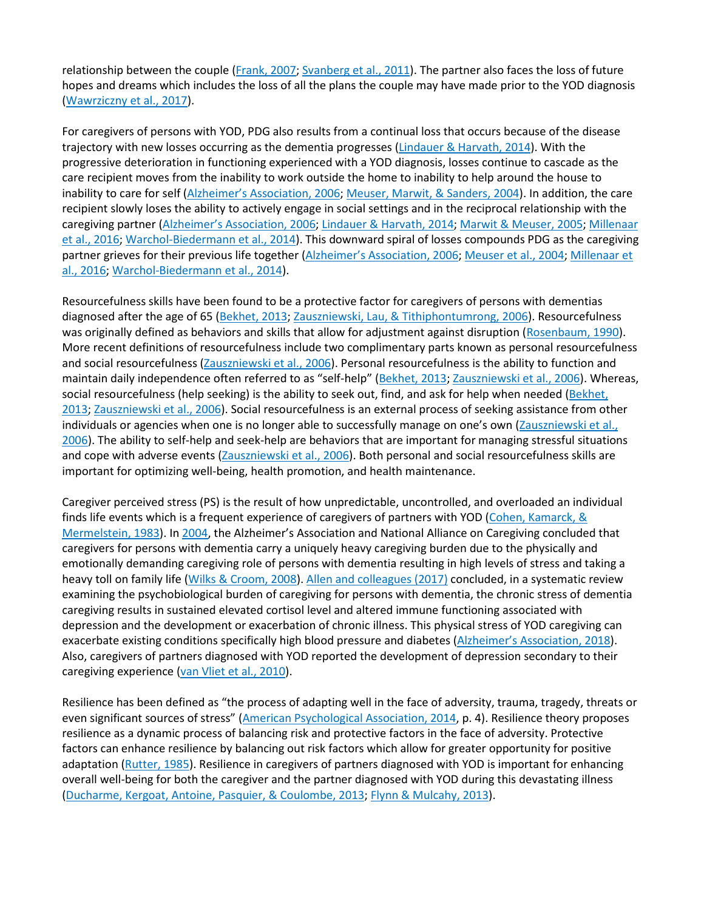relationship between the couple (Frank, 2007; Svanberg et al., 2011). The partner also faces the loss of future hopes and dreams which includes the loss of all the plans the couple may have made prior to the YOD diagnosis (Wawrziczny et al., 2017).

For caregivers of persons with YOD, PDG also results from a continual loss that occurs because of the disease trajectory with new losses occurring as the dementia progresses (Lindauer & Harvath, 2014). With the progressive deterioration in functioning experienced with a YOD diagnosis, losses continue to cascade as the care recipient moves from the inability to work outside the home to inability to help around the house to inability to care for self (Alzheimer's Association, 2006; Meuser, Marwit, & Sanders, 2004). In addition, the care recipient slowly loses the ability to actively engage in social settings and in the reciprocal relationship with the caregiving partner (Alzheimer's Association, 2006; Lindauer & Harvath, 2014; Marwit & Meuser, 2005; Millenaar et al., 2016; Warchol-Biedermann et al., 2014). This downward spiral of losses compounds PDG as the caregiving partner grieves for their previous life together (Alzheimer's Association, 2006; Meuser et al., 2004; Millenaar et al., 2016; Warchol-Biedermann et al., 2014).

Resourcefulness skills have been found to be a protective factor for caregivers of persons with dementias diagnosed after the age of 65 (Bekhet, 2013; Zauszniewski, Lau, & Tithiphontumrong, 2006). Resourcefulness was originally defined as behaviors and skills that allow for adjustment against disruption (Rosenbaum, 1990). More recent definitions of resourcefulness include two complimentary parts known as personal resourcefulness and social resourcefulness (Zauszniewski et al., 2006). Personal resourcefulness is the ability to function and maintain daily independence often referred to as "self-help" (Bekhet, 2013; Zauszniewski et al., 2006). Whereas, social resourcefulness (help seeking) is the ability to seek out, find, and ask for help when needed (Bekhet, 2013; Zauszniewski et al., 2006). Social resourcefulness is an external process of seeking assistance from other individuals or agencies when one is no longer able to successfully manage on one's own (Zauszniewski et al., 2006). The ability to self-help and seek-help are behaviors that are important for managing stressful situations and cope with adverse events (Zauszniewski et al., 2006). Both personal and social resourcefulness skills are important for optimizing well-being, health promotion, and health maintenance.

Caregiver perceived stress (PS) is the result of how unpredictable, uncontrolled, and overloaded an individual finds life events which is a frequent experience of caregivers of partners with YOD (Cohen, Kamarck, & Mermelstein, 1983). In 2004, the Alzheimer's Association and National Alliance on Caregiving concluded that caregivers for persons with dementia carry a uniquely heavy caregiving burden due to the physically and emotionally demanding caregiving role of persons with dementia resulting in high levels of stress and taking a heavy toll on family life (Wilks & Croom, 2008). Allen and colleagues (2017) concluded, in a systematic review examining the psychobiological burden of caregiving for persons with dementia, the chronic stress of dementia caregiving results in sustained elevated cortisol level and altered immune functioning associated with depression and the development or exacerbation of chronic illness. This physical stress of YOD caregiving can exacerbate existing conditions specifically high blood pressure and diabetes (Alzheimer's Association, 2018). Also, caregivers of partners diagnosed with YOD reported the development of depression secondary to their caregiving experience (van Vliet et al., 2010).

Resilience has been defined as "the process of adapting well in the face of adversity, trauma, tragedy, threats or even significant sources of stress" (American Psychological Association, 2014, p. 4). Resilience theory proposes resilience as a dynamic process of balancing risk and protective factors in the face of adversity. Protective factors can enhance resilience by balancing out risk factors which allow for greater opportunity for positive adaptation (Rutter, 1985). Resilience in caregivers of partners diagnosed with YOD is important for enhancing overall well-being for both the caregiver and the partner diagnosed with YOD during this devastating illness (Ducharme, Kergoat, Antoine, Pasquier, & Coulombe, 2013; Flynn & Mulcahy, 2013).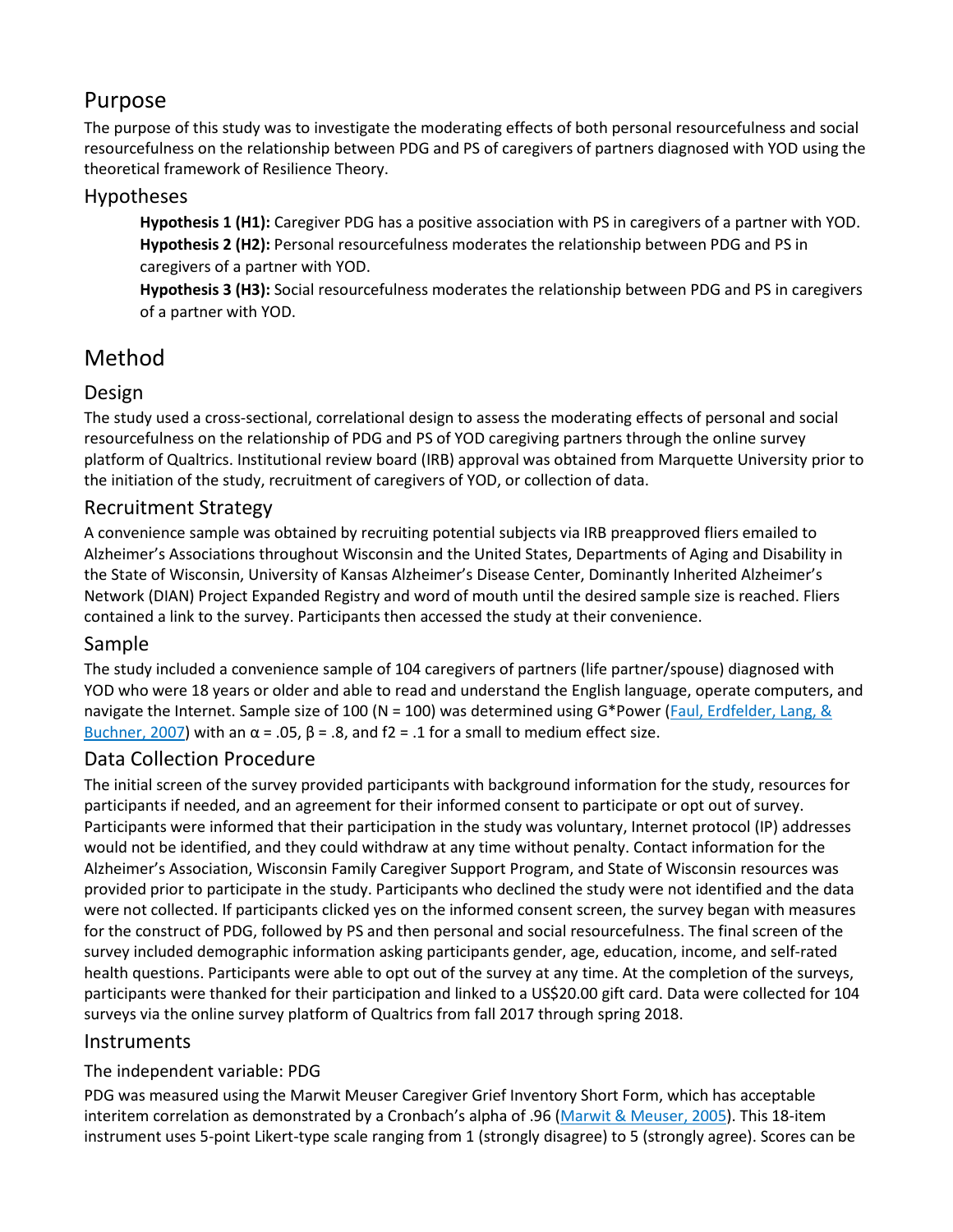## Purpose

The purpose of this study was to investigate the moderating effects of both personal resourcefulness and social resourcefulness on the relationship between PDG and PS of caregivers of partners diagnosed with YOD using the theoretical framework of Resilience Theory.

### Hypotheses

**Hypothesis 1 (H1):** Caregiver PDG has a positive association with PS in caregivers of a partner with YOD.
**Hypothesis 2 (H2):** Personal resourcefulness moderates the relationship between PDG and PS in caregivers of a partner with YOD.
**Hypothesis 3 (H3):** Social resourcefulness moderates the relationship between PDG and PS in caregivers of a partner with YOD.

## Method

### Design

The study used a cross-sectional, correlational design to assess the moderating effects of personal and social resourcefulness on the relationship of PDG and PS of YOD caregiving partners through the online survey platform of Qualtrics. Institutional review board (IRB) approval was obtained from Marquette University prior to the initiation of the study, recruitment of caregivers of YOD, or collection of data.

### Recruitment Strategy

A convenience sample was obtained by recruiting potential subjects via IRB preapproved fliers emailed to Alzheimer's Associations throughout Wisconsin and the United States, Departments of Aging and Disability in the State of Wisconsin, University of Kansas Alzheimer's Disease Center, Dominantly Inherited Alzheimer's Network (DIAN) Project Expanded Registry and word of mouth until the desired sample size is reached. Fliers contained a link to the survey. Participants then accessed the study at their convenience.

### Sample

The study included a convenience sample of 104 caregivers of partners (life partner/spouse) diagnosed with YOD who were 18 years or older and able to read and understand the English language, operate computers, and navigate the Internet. Sample size of 100 ($N = 100$) was determined using G*Power (Faul, Erdfelder, Lang, & Buchner, 2007) with an $\alpha = .05$, $\beta = .8$, and $f2 = .1$ for a small to medium effect size.

### Data Collection Procedure

The initial screen of the survey provided participants with background information for the study, resources for participants if needed, and an agreement for their informed consent to participate or opt out of survey. Participants were informed that their participation in the study was voluntary, Internet protocol (IP) addresses would not be identified, and they could withdraw at any time without penalty. Contact information for the Alzheimer's Association, Wisconsin Family Caregiver Support Program, and State of Wisconsin resources was provided prior to participate in the study. Participants who declined the study were not identified and the data were not collected. If participants clicked yes on the informed consent screen, the survey began with measures for the construct of PDG, followed by PS and then personal and social resourcefulness. The final screen of the survey included demographic information asking participants gender, age, education, income, and self-rated health questions. Participants were able to opt out of the survey at any time. At the completion of the surveys, participants were thanked for their participation and linked to a US$20.00 gift card. Data were collected for 104 surveys via the online survey platform of Qualtrics from fall 2017 through spring 2018.

### Instruments

#### The independent variable: PDG

PDG was measured using the Marwit Meuser Caregiver Grief Inventory Short Form, which has acceptable interitem correlation as demonstrated by a Cronbach's alpha of .96 (Marwit & Meuser, 2005). This 18-item instrument uses 5-point Likert-type scale ranging from 1 (strongly disagree) to 5 (strongly agree). Scores can be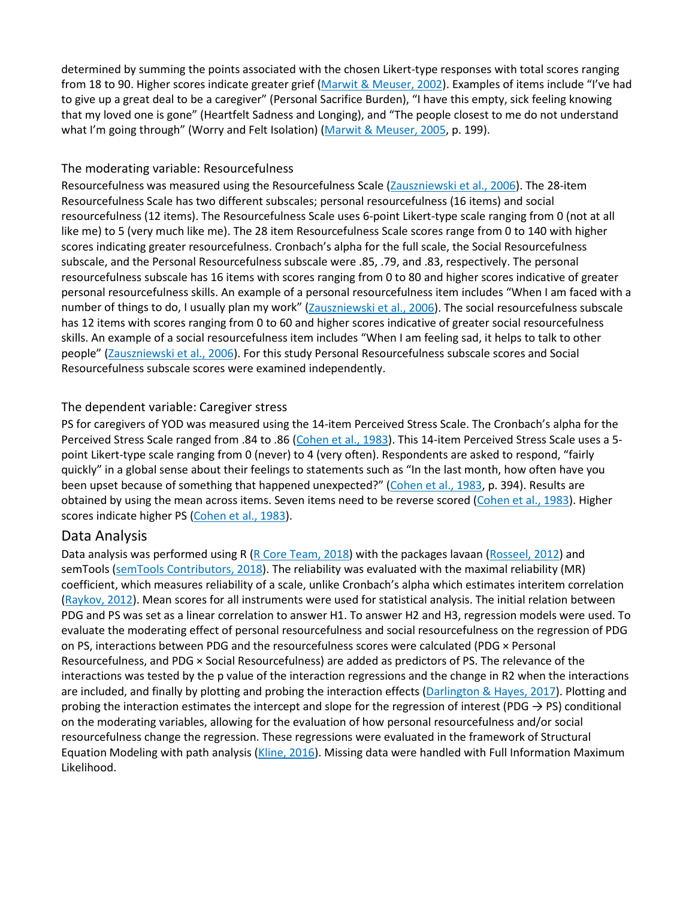determined by summing the points associated with the chosen Likert-type responses with total scores ranging from 18 to 90. Higher scores indicate greater grief (Marwit & Meuser, 2002). Examples of items include "I've had to give up a great deal to be a caregiver" (Personal Sacrifice Burden), "I have this empty, sick feeling knowing that my loved one is gone" (Heartfelt Sadness and Longing), and "The people closest to me do not understand what I'm going through" (Worry and Felt Isolation) (Marwit & Meuser, 2005, p. 199).

### The moderating variable: Resourcefulness

Resourcefulness was measured using the Resourcefulness Scale (Zauszniewski et al., 2006). The 28-item Resourcefulness Scale has two different subscales; personal resourcefulness (16 items) and social resourcefulness (12 items). The Resourcefulness Scale uses 6-point Likert-type scale ranging from 0 (not at all like me) to 5 (very much like me). The 28 item Resourcefulness Scale scores range from 0 to 140 with higher scores indicating greater resourcefulness. Cronbach's alpha for the full scale, the Social Resourcefulness subscale, and the Personal Resourcefulness subscale were .85, .79, and .83, respectively. The personal resourcefulness subscale has 16 items with scores ranging from 0 to 80 and higher scores indicative of greater personal resourcefulness skills. An example of a personal resourcefulness item includes "When I am faced with a number of things to do, I usually plan my work" (Zauszniewski et al., 2006). The social resourcefulness subscale has 12 items with scores ranging from 0 to 60 and higher scores indicative of greater social resourcefulness skills. An example of a social resourcefulness item includes "When I am feeling sad, it helps to talk to other people" (Zauszniewski et al., 2006). For this study Personal Resourcefulness subscale scores and Social Resourcefulness subscale scores were examined independently.

### The dependent variable: Caregiver stress

PS for caregivers of YOD was measured using the 14-item Perceived Stress Scale. The Cronbach's alpha for the Perceived Stress Scale ranged from .84 to .86 (Cohen et al., 1983). This 14-item Perceived Stress Scale uses a 5-point Likert-type scale ranging from 0 (never) to 4 (very often). Respondents are asked to respond, "fairly quickly" in a global sense about their feelings to statements such as "In the last month, how often have you been upset because of something that happened unexpected?" (Cohen et al., 1983, p. 394). Results are obtained by using the mean across items. Seven items need to be reverse scored (Cohen et al., 1983). Higher scores indicate higher PS (Cohen et al., 1983).

## Data Analysis

Data analysis was performed using R (R Core Team, 2018) with the packages lavaan (Rosseel, 2012) and semTools (semTools Contributors, 2018). The reliability was evaluated with the maximal reliability (MR) coefficient, which measures reliability of a scale, unlike Cronbach's alpha which estimates interitem correlation (Raykov, 2012). Mean scores for all instruments were used for statistical analysis. The initial relation between PDG and PS was set as a linear correlation to answer H1. To answer H2 and H3, regression models were used. To evaluate the moderating effect of personal resourcefulness and social resourcefulness on the regression of PDG on PS, interactions between PDG and the resourcefulness scores were calculated (PDG × Personal Resourcefulness, and PDG × Social Resourcefulness) are added as predictors of PS. The relevance of the interactions was tested by the p value of the interaction regressions and the change in $R^2$ when the interactions are included, and finally by plotting and probing the interaction effects (Darlington & Hayes, 2017). Plotting and probing the interaction estimates the intercept and slope for the regression of interest (PDG → PS) conditional on the moderating variables, allowing for the evaluation of how personal resourcefulness and/or social resourcefulness change the regression. These regressions were evaluated in the framework of Structural Equation Modeling with path analysis (Kline, 2016). Missing data were handled with Full Information Maximum Likelihood.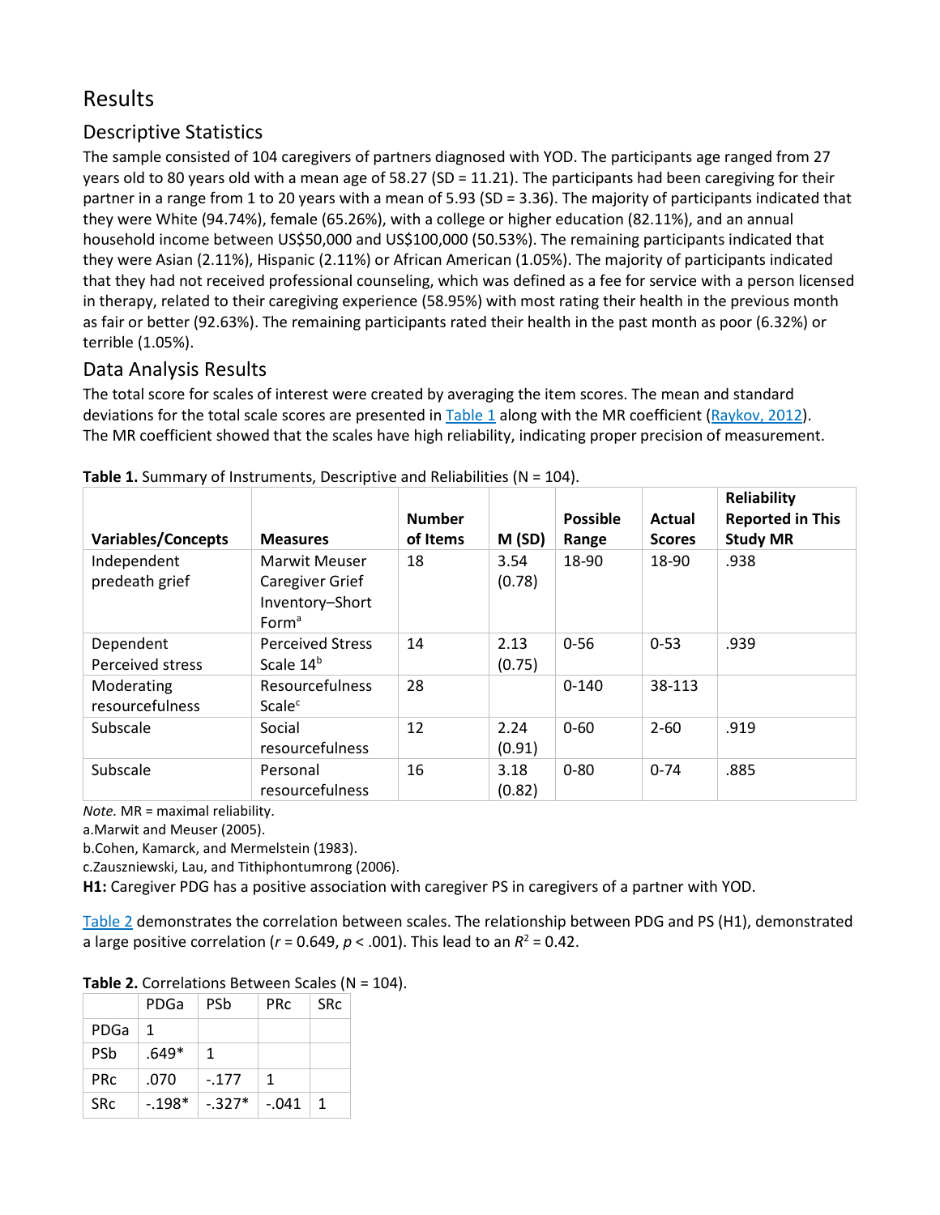# Results

## Descriptive Statistics

The sample consisted of 104 caregivers of partners diagnosed with YOD. The participants age ranged from 27 years old to 80 years old with a mean age of 58.27 (SD = 11.21). The participants had been caregiving for their partner in a range from 1 to 20 years with a mean of 5.93 (SD = 3.36). The majority of participants indicated that they were White (94.74%), female (65.26%), with a college or higher education (82.11%), and an annual household income between US$50,000 and US$100,000 (50.53%). The remaining participants indicated that they were Asian (2.11%), Hispanic (2.11%) or African American (1.05%). The majority of participants indicated that they had not received professional counseling, which was defined as a fee for service with a person licensed in therapy, related to their caregiving experience (58.95%) with most rating their health in the previous month as fair or better (92.63%). The remaining participants rated their health in the past month as poor (6.32%) or terrible (1.05%).

## Data Analysis Results

The total score for scales of interest were created by averaging the item scores. The mean and standard deviations for the total scale scores are presented in Table 1 along with the MR coefficient (Raykov, 2012). The MR coefficient showed that the scales have high reliability, indicating proper precision of measurement.

**Table 1.** Summary of Instruments, Descriptive and Reliabilities (N = 104).

| Variables/Concepts | Measures | Number of Items | M (SD) | Possible Range | Actual Scores | Reliability Reported in This Study MR |
|---|---|---|---|---|---|---|
| Independent predeath grief | Marwit Meuser Caregiver Grief Inventory–Short Form[a] | 18 | 3.54 (0.78) | 18-90 | 18-90 | .938 |
| Dependent Perceived stress | Perceived Stress Scale 14[b] | 14 | 2.13 (0.75) | 0-56 | 0-53 | .939 |
| Moderating resourcefulness | Resourcefulness Scale[c] | 28 | | 0-140 | 38-113 | |
| Subscale | Social resourcefulness | 12 | 2.24 (0.91) | 0-60 | 2-60 | .919 |
| Subscale | Personal resourcefulness | 16 | 3.18 (0.82) | 0-80 | 0-74 | .885 |

*Note.* MR = maximal reliability.

a.Marwit and Meuser (2005).

b.Cohen, Kamarck, and Mermelstein (1983).

c.Zauszniewski, Lau, and Tithiphontumrong (2006).

**H1:** Caregiver PDG has a positive association with caregiver PS in caregivers of a partner with YOD.

Table 2 demonstrates the correlation between scales. The relationship between PDG and PS (H1), demonstrated a large positive correlation ($r = 0.649$, $p < .001$). This lead to an $R^2 = 0.42$.

**Table 2.** Correlations Between Scales (N = 104).

| | PDGa | PSb | PRc | SRc |
|---|---|---|---|---|
| PDGa | 1 | | | |
| PSb | .649* | 1 | | |
| PRc | .070 | -.177 | 1 | |
| SRc | -.198* | -.327* | -.041 | 1 |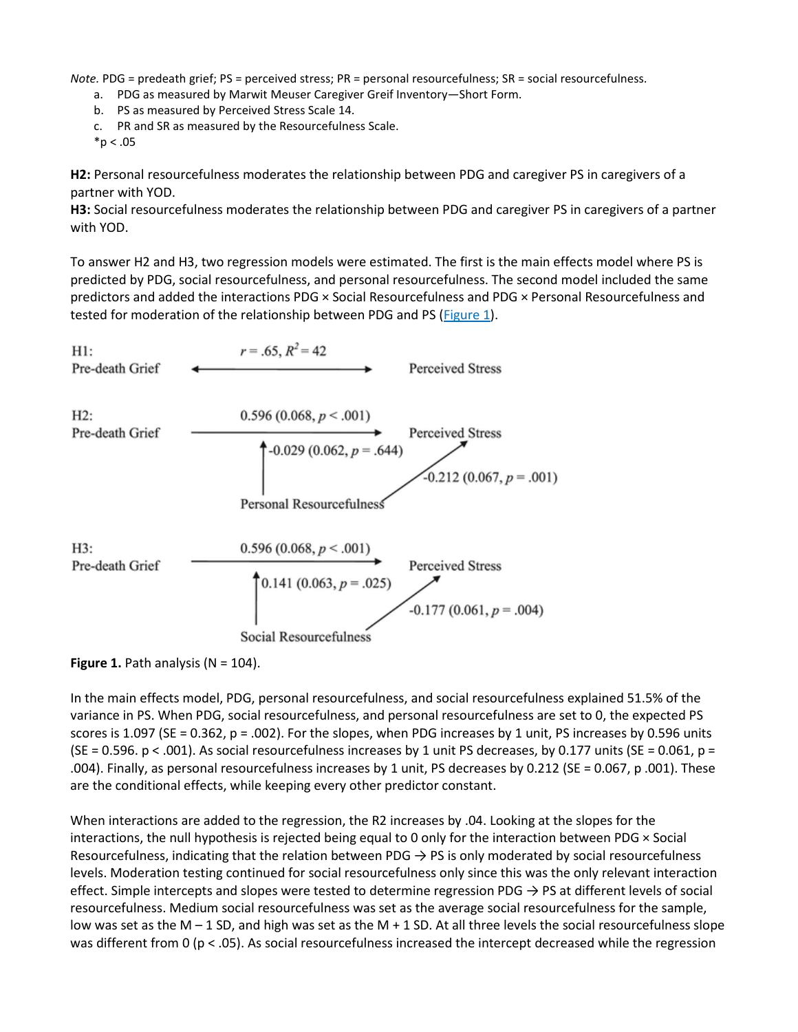*Note.* PDG = predeath grief; PS = perceived stress; PR = personal resourcefulness; SR = social resourcefulness.

a. PDG as measured by Marwit Meuser Caregiver Greif Inventory—Short Form.
b. PS as measured by Perceived Stress Scale 14.
c. PR and SR as measured by the Resourcefulness Scale.

*p < .05

**H2:** Personal resourcefulness moderates the relationship between PDG and caregiver PS in caregivers of a partner with YOD.
**H3:** Social resourcefulness moderates the relationship between PDG and caregiver PS in caregivers of a partner with YOD.

To answer H2 and H3, two regression models were estimated. The first is the main effects model where PS is predicted by PDG, social resourcefulness, and personal resourcefulness. The second model included the same predictors and added the interactions PDG × Social Resourcefulness and PDG × Personal Resourcefulness and tested for moderation of the relationship between PDG and PS (Figure 1).

H1: Pre-death Grief ↔ Perceived Stress: $r = .65$, $R^2 = 42$

H2: Pre-death Grief → Perceived Stress: 0.596 (0.068, $p < .001$); Personal Resourcefulness → (moderation): -0.029 (0.062, $p = .644$); Personal Resourcefulness → Perceived Stress: -0.212 (0.067, $p = .001$)

H3: Pre-death Grief → Perceived Stress: 0.596 (0.068, $p < .001$); Social Resourcefulness → (moderation): 0.141 (0.063, $p = .025$); Social Resourcefulness → Perceived Stress: -0.177 (0.061, $p = .004$)

**Figure 1.** Path analysis (N = 104).

In the main effects model, PDG, personal resourcefulness, and social resourcefulness explained 51.5% of the variance in PS. When PDG, social resourcefulness, and personal resourcefulness are set to 0, the expected PS scores is 1.097 (SE = 0.362, p = .002). For the slopes, when PDG increases by 1 unit, PS increases by 0.596 units (SE = 0.596. p < .001). As social resourcefulness increases by 1 unit PS decreases, by 0.177 units (SE = 0.061, p = .004). Finally, as personal resourcefulness increases by 1 unit, PS decreases by 0.212 (SE = 0.067, p .001). These are the conditional effects, while keeping every other predictor constant.

When interactions are added to the regression, the R2 increases by .04. Looking at the slopes for the interactions, the null hypothesis is rejected being equal to 0 only for the interaction between PDG × Social Resourcefulness, indicating that the relation between PDG → PS is only moderated by social resourcefulness levels. Moderation testing continued for social resourcefulness only since this was the only relevant interaction effect. Simple intercepts and slopes were tested to determine regression PDG → PS at different levels of social resourcefulness. Medium social resourcefulness was set as the average social resourcefulness for the sample, low was set as the M – 1 SD, and high was set as the M + 1 SD. At all three levels the social resourcefulness slope was different from 0 (p < .05). As social resourcefulness increased the intercept decreased while the regression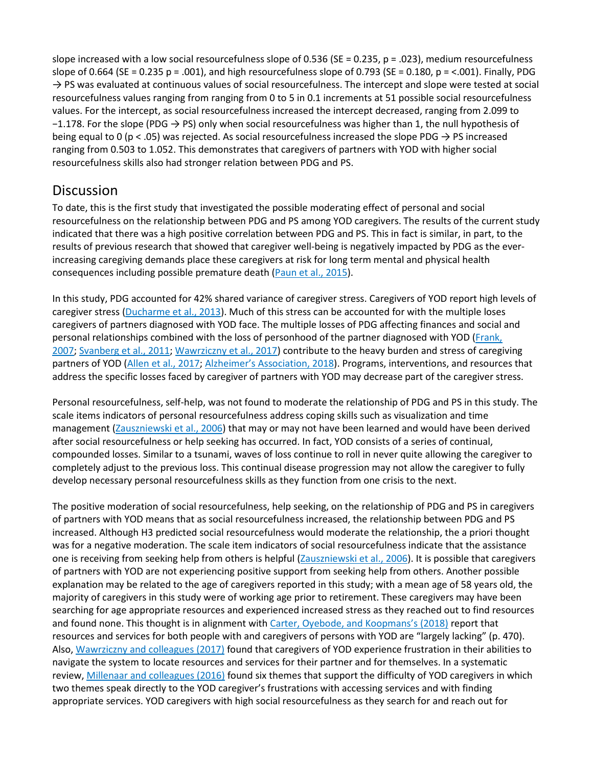slope increased with a low social resourcefulness slope of 0.536 (SE = 0.235, $p = .023$), medium resourcefulness slope of 0.664 (SE = 0.235 $p = .001$), and high resourcefulness slope of 0.793 (SE = 0.180, p = <.001). Finally, PDG → PS was evaluated at continuous values of social resourcefulness. The intercept and slope were tested at social resourcefulness values ranging from ranging from 0 to 5 in 0.1 increments at 51 possible social resourcefulness values. For the intercept, as social resourcefulness increased the intercept decreased, ranging from 2.099 to −1.178. For the slope (PDG → PS) only when social resourcefulness was higher than 1, the null hypothesis of being equal to 0 ($p < .05$) was rejected. As social resourcefulness increased the slope PDG → PS increased ranging from 0.503 to 1.052. This demonstrates that caregivers of partners with YOD with higher social resourcefulness skills also had stronger relation between PDG and PS.

## Discussion

To date, this is the first study that investigated the possible moderating effect of personal and social resourcefulness on the relationship between PDG and PS among YOD caregivers. The results of the current study indicated that there was a high positive correlation between PDG and PS. This in fact is similar, in part, to the results of previous research that showed that caregiver well-being is negatively impacted by PDG as the ever-increasing caregiving demands place these caregivers at risk for long term mental and physical health consequences including possible premature death (Paun et al., 2015).

In this study, PDG accounted for 42% shared variance of caregiver stress. Caregivers of YOD report high levels of caregiver stress (Ducharme et al., 2013). Much of this stress can be accounted for with the multiple loses caregivers of partners diagnosed with YOD face. The multiple losses of PDG affecting finances and social and personal relationships combined with the loss of personhood of the partner diagnosed with YOD (Frank, 2007; Svanberg et al., 2011; Wawrziczny et al., 2017) contribute to the heavy burden and stress of caregiving partners of YOD (Allen et al., 2017; Alzheimer's Association, 2018). Programs, interventions, and resources that address the specific losses faced by caregiver of partners with YOD may decrease part of the caregiver stress.

Personal resourcefulness, self-help, was not found to moderate the relationship of PDG and PS in this study. The scale items indicators of personal resourcefulness address coping skills such as visualization and time management (Zauszniewski et al., 2006) that may or may not have been learned and would have been derived after social resourcefulness or help seeking has occurred. In fact, YOD consists of a series of continual, compounded losses. Similar to a tsunami, waves of loss continue to roll in never quite allowing the caregiver to completely adjust to the previous loss. This continual disease progression may not allow the caregiver to fully develop necessary personal resourcefulness skills as they function from one crisis to the next.

The positive moderation of social resourcefulness, help seeking, on the relationship of PDG and PS in caregivers of partners with YOD means that as social resourcefulness increased, the relationship between PDG and PS increased. Although H3 predicted social resourcefulness would moderate the relationship, the a priori thought was for a negative moderation. The scale item indicators of social resourcefulness indicate that the assistance one is receiving from seeking help from others is helpful (Zauszniewski et al., 2006). It is possible that caregivers of partners with YOD are not experiencing positive support from seeking help from others. Another possible explanation may be related to the age of caregivers reported in this study; with a mean age of 58 years old, the majority of caregivers in this study were of working age prior to retirement. These caregivers may have been searching for age appropriate resources and experienced increased stress as they reached out to find resources and found none. This thought is in alignment with Carter, Oyebode, and Koopmans's (2018) report that resources and services for both people with and caregivers of persons with YOD are "largely lacking" (p. 470). Also, Wawrziczny and colleagues (2017) found that caregivers of YOD experience frustration in their abilities to navigate the system to locate resources and services for their partner and for themselves. In a systematic review, Millenaar and colleagues (2016) found six themes that support the difficulty of YOD caregivers in which two themes speak directly to the YOD caregiver's frustrations with accessing services and with finding appropriate services. YOD caregivers with high social resourcefulness as they search for and reach out for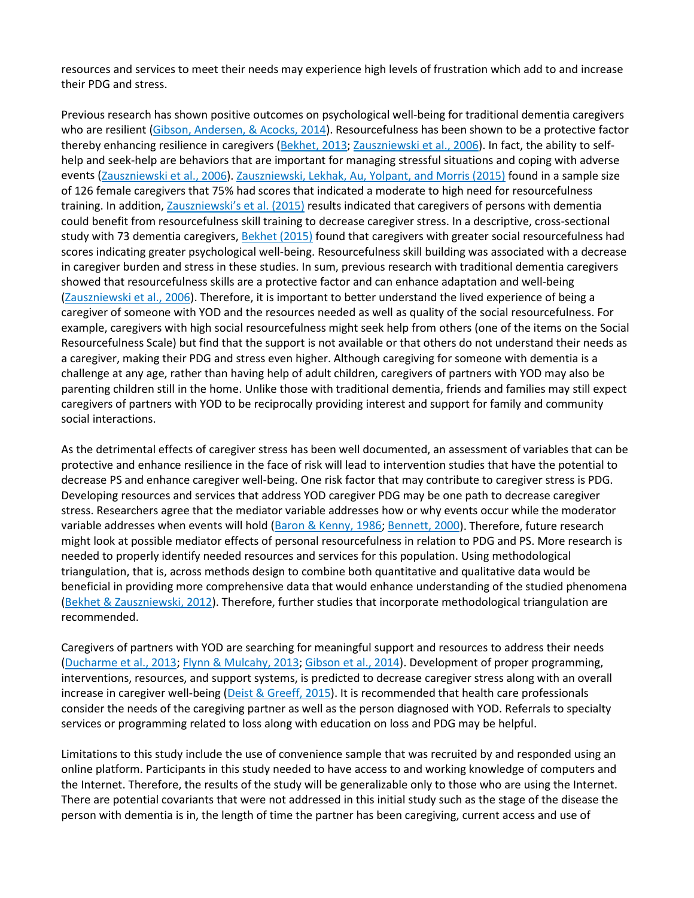resources and services to meet their needs may experience high levels of frustration which add to and increase their PDG and stress.

Previous research has shown positive outcomes on psychological well-being for traditional dementia caregivers who are resilient (Gibson, Andersen, & Acocks, 2014). Resourcefulness has been shown to be a protective factor thereby enhancing resilience in caregivers (Bekhet, 2013; Zauszniewski et al., 2006). In fact, the ability to self-help and seek-help are behaviors that are important for managing stressful situations and coping with adverse events (Zauszniewski et al., 2006). Zauszniewski, Lekhak, Au, Yolpant, and Morris (2015) found in a sample size of 126 female caregivers that 75% had scores that indicated a moderate to high need for resourcefulness training. In addition, Zauszniewski's et al. (2015) results indicated that caregivers of persons with dementia could benefit from resourcefulness skill training to decrease caregiver stress. In a descriptive, cross-sectional study with 73 dementia caregivers, Bekhet (2015) found that caregivers with greater social resourcefulness had scores indicating greater psychological well-being. Resourcefulness skill building was associated with a decrease in caregiver burden and stress in these studies. In sum, previous research with traditional dementia caregivers showed that resourcefulness skills are a protective factor and can enhance adaptation and well-being (Zauszniewski et al., 2006). Therefore, it is important to better understand the lived experience of being a caregiver of someone with YOD and the resources needed as well as quality of the social resourcefulness. For example, caregivers with high social resourcefulness might seek help from others (one of the items on the Social Resourcefulness Scale) but find that the support is not available or that others do not understand their needs as a caregiver, making their PDG and stress even higher. Although caregiving for someone with dementia is a challenge at any age, rather than having help of adult children, caregivers of partners with YOD may also be parenting children still in the home. Unlike those with traditional dementia, friends and families may still expect caregivers of partners with YOD to be reciprocally providing interest and support for family and community social interactions.

As the detrimental effects of caregiver stress has been well documented, an assessment of variables that can be protective and enhance resilience in the face of risk will lead to intervention studies that have the potential to decrease PS and enhance caregiver well-being. One risk factor that may contribute to caregiver stress is PDG. Developing resources and services that address YOD caregiver PDG may be one path to decrease caregiver stress. Researchers agree that the mediator variable addresses how or why events occur while the moderator variable addresses when events will hold (Baron & Kenny, 1986; Bennett, 2000). Therefore, future research might look at possible mediator effects of personal resourcefulness in relation to PDG and PS. More research is needed to properly identify needed resources and services for this population. Using methodological triangulation, that is, across methods design to combine both quantitative and qualitative data would be beneficial in providing more comprehensive data that would enhance understanding of the studied phenomena (Bekhet & Zauszniewski, 2012). Therefore, further studies that incorporate methodological triangulation are recommended.

Caregivers of partners with YOD are searching for meaningful support and resources to address their needs (Ducharme et al., 2013; Flynn & Mulcahy, 2013; Gibson et al., 2014). Development of proper programming, interventions, resources, and support systems, is predicted to decrease caregiver stress along with an overall increase in caregiver well-being (Deist & Greeff, 2015). It is recommended that health care professionals consider the needs of the caregiving partner as well as the person diagnosed with YOD. Referrals to specialty services or programming related to loss along with education on loss and PDG may be helpful.

Limitations to this study include the use of convenience sample that was recruited by and responded using an online platform. Participants in this study needed to have access to and working knowledge of computers and the Internet. Therefore, the results of the study will be generalizable only to those who are using the Internet. There are potential covariants that were not addressed in this initial study such as the stage of the disease the person with dementia is in, the length of time the partner has been caregiving, current access and use of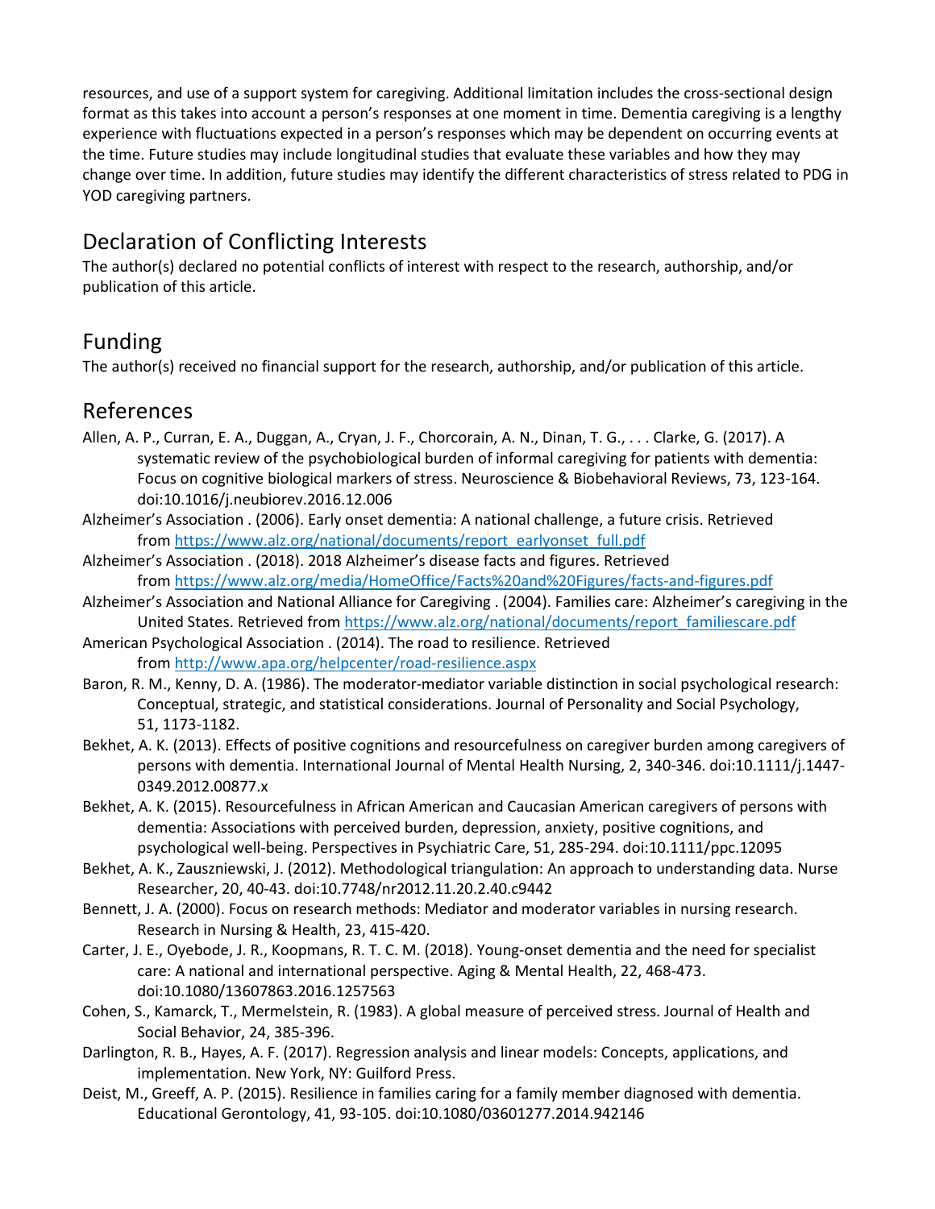resources, and use of a support system for caregiving. Additional limitation includes the cross-sectional design format as this takes into account a person's responses at one moment in time. Dementia caregiving is a lengthy experience with fluctuations expected in a person's responses which may be dependent on occurring events at the time. Future studies may include longitudinal studies that evaluate these variables and how they may change over time. In addition, future studies may identify the different characteristics of stress related to PDG in YOD caregiving partners.

## Declaration of Conflicting Interests

The author(s) declared no potential conflicts of interest with respect to the research, authorship, and/or publication of this article.

## Funding

The author(s) received no financial support for the research, authorship, and/or publication of this article.

## References

Allen, A. P., Curran, E. A., Duggan, A., Cryan, J. F., Chorcorain, A. N., Dinan, T. G., . . . Clarke, G. (2017). A systematic review of the psychobiological burden of informal caregiving for patients with dementia: Focus on cognitive biological markers of stress. Neuroscience & Biobehavioral Reviews, 73, 123-164. doi:10.1016/j.neubiorev.2016.12.006

Alzheimer's Association . (2006). Early onset dementia: A national challenge, a future crisis. Retrieved from https://www.alz.org/national/documents/report_earlyonset_full.pdf

Alzheimer's Association . (2018). 2018 Alzheimer's disease facts and figures. Retrieved from https://www.alz.org/media/HomeOffice/Facts%20and%20Figures/facts-and-figures.pdf

Alzheimer's Association and National Alliance for Caregiving . (2004). Families care: Alzheimer's caregiving in the United States. Retrieved from https://www.alz.org/national/documents/report_familiescare.pdf

American Psychological Association . (2014). The road to resilience. Retrieved from http://www.apa.org/helpcenter/road-resilience.aspx

Baron, R. M., Kenny, D. A. (1986). The moderator-mediator variable distinction in social psychological research: Conceptual, strategic, and statistical considerations. Journal of Personality and Social Psychology, 51, 1173-1182.

Bekhet, A. K. (2013). Effects of positive cognitions and resourcefulness on caregiver burden among caregivers of persons with dementia. International Journal of Mental Health Nursing, 2, 340-346. doi:10.1111/j.1447-0349.2012.00877.x

Bekhet, A. K. (2015). Resourcefulness in African American and Caucasian American caregivers of persons with dementia: Associations with perceived burden, depression, anxiety, positive cognitions, and psychological well-being. Perspectives in Psychiatric Care, 51, 285-294. doi:10.1111/ppc.12095

Bekhet, A. K., Zauszniewski, J. (2012). Methodological triangulation: An approach to understanding data. Nurse Researcher, 20, 40-43. doi:10.7748/nr2012.11.20.2.40.c9442

Bennett, J. A. (2000). Focus on research methods: Mediator and moderator variables in nursing research. Research in Nursing & Health, 23, 415-420.

Carter, J. E., Oyebode, J. R., Koopmans, R. T. C. M. (2018). Young-onset dementia and the need for specialist care: A national and international perspective. Aging & Mental Health, 22, 468-473. doi:10.1080/13607863.2016.1257563

Cohen, S., Kamarck, T., Mermelstein, R. (1983). A global measure of perceived stress. Journal of Health and Social Behavior, 24, 385-396.

Darlington, R. B., Hayes, A. F. (2017). Regression analysis and linear models: Concepts, applications, and implementation. New York, NY: Guilford Press.

Deist, M., Greeff, A. P. (2015). Resilience in families caring for a family member diagnosed with dementia. Educational Gerontology, 41, 93-105. doi:10.1080/03601277.2014.942146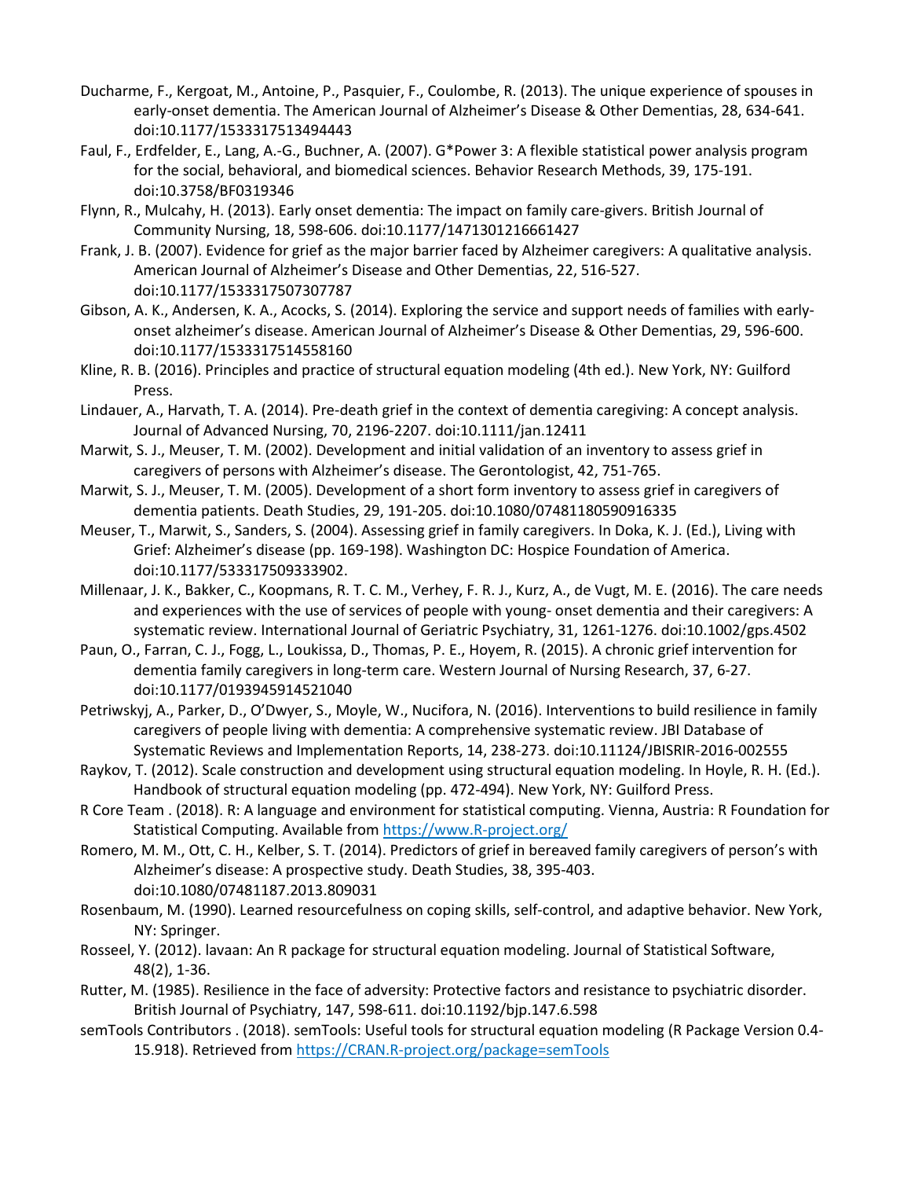Ducharme, F., Kergoat, M., Antoine, P., Pasquier, F., Coulombe, R. (2013). The unique experience of spouses in early-onset dementia. The American Journal of Alzheimer's Disease & Other Dementias, 28, 634-641. doi:10.1177/1533317513494443

Faul, F., Erdfelder, E., Lang, A.-G., Buchner, A. (2007). G*Power 3: A flexible statistical power analysis program for the social, behavioral, and biomedical sciences. Behavior Research Methods, 39, 175-191. doi:10.3758/BF0319346

Flynn, R., Mulcahy, H. (2013). Early onset dementia: The impact on family care-givers. British Journal of Community Nursing, 18, 598-606. doi:10.1177/1471301216661427

Frank, J. B. (2007). Evidence for grief as the major barrier faced by Alzheimer caregivers: A qualitative analysis. American Journal of Alzheimer's Disease and Other Dementias, 22, 516-527. doi:10.1177/1533317507307787

Gibson, A. K., Andersen, K. A., Acocks, S. (2014). Exploring the service and support needs of families with early-onset alzheimer's disease. American Journal of Alzheimer's Disease & Other Dementias, 29, 596-600. doi:10.1177/1533317514558160

Kline, R. B. (2016). Principles and practice of structural equation modeling (4th ed.). New York, NY: Guilford Press.

Lindauer, A., Harvath, T. A. (2014). Pre-death grief in the context of dementia caregiving: A concept analysis. Journal of Advanced Nursing, 70, 2196-2207. doi:10.1111/jan.12411

Marwit, S. J., Meuser, T. M. (2002). Development and initial validation of an inventory to assess grief in caregivers of persons with Alzheimer's disease. The Gerontologist, 42, 751-765.

Marwit, S. J., Meuser, T. M. (2005). Development of a short form inventory to assess grief in caregivers of dementia patients. Death Studies, 29, 191-205. doi:10.1080/07481180590916335

Meuser, T., Marwit, S., Sanders, S. (2004). Assessing grief in family caregivers. In Doka, K. J. (Ed.), Living with Grief: Alzheimer's disease (pp. 169-198). Washington DC: Hospice Foundation of America. doi:10.1177/533317509333902.

Millenaar, J. K., Bakker, C., Koopmans, R. T. C. M., Verhey, F. R. J., Kurz, A., de Vugt, M. E. (2016). The care needs and experiences with the use of services of people with young- onset dementia and their caregivers: A systematic review. International Journal of Geriatric Psychiatry, 31, 1261-1276. doi:10.1002/gps.4502

Paun, O., Farran, C. J., Fogg, L., Loukissa, D., Thomas, P. E., Hoyem, R. (2015). A chronic grief intervention for dementia family caregivers in long-term care. Western Journal of Nursing Research, 37, 6-27. doi:10.1177/0193945914521040

Petriwskyj, A., Parker, D., O'Dwyer, S., Moyle, W., Nucifora, N. (2016). Interventions to build resilience in family caregivers of people living with dementia: A comprehensive systematic review. JBI Database of Systematic Reviews and Implementation Reports, 14, 238-273. doi:10.11124/JBISRIR-2016-002555

Raykov, T. (2012). Scale construction and development using structural equation modeling. In Hoyle, R. H. (Ed.). Handbook of structural equation modeling (pp. 472-494). New York, NY: Guilford Press.

R Core Team . (2018). R: A language and environment for statistical computing. Vienna, Austria: R Foundation for Statistical Computing. Available from https://www.R-project.org/

Romero, M. M., Ott, C. H., Kelber, S. T. (2014). Predictors of grief in bereaved family caregivers of person's with Alzheimer's disease: A prospective study. Death Studies, 38, 395-403. doi:10.1080/07481187.2013.809031

Rosenbaum, M. (1990). Learned resourcefulness on coping skills, self-control, and adaptive behavior. New York, NY: Springer.

Rosseel, Y. (2012). lavaan: An R package for structural equation modeling. Journal of Statistical Software, 48(2), 1-36.

Rutter, M. (1985). Resilience in the face of adversity: Protective factors and resistance to psychiatric disorder. British Journal of Psychiatry, 147, 598-611. doi:10.1192/bjp.147.6.598

semTools Contributors . (2018). semTools: Useful tools for structural equation modeling (R Package Version 0.4-15.918). Retrieved from https://CRAN.R-project.org/package=semTools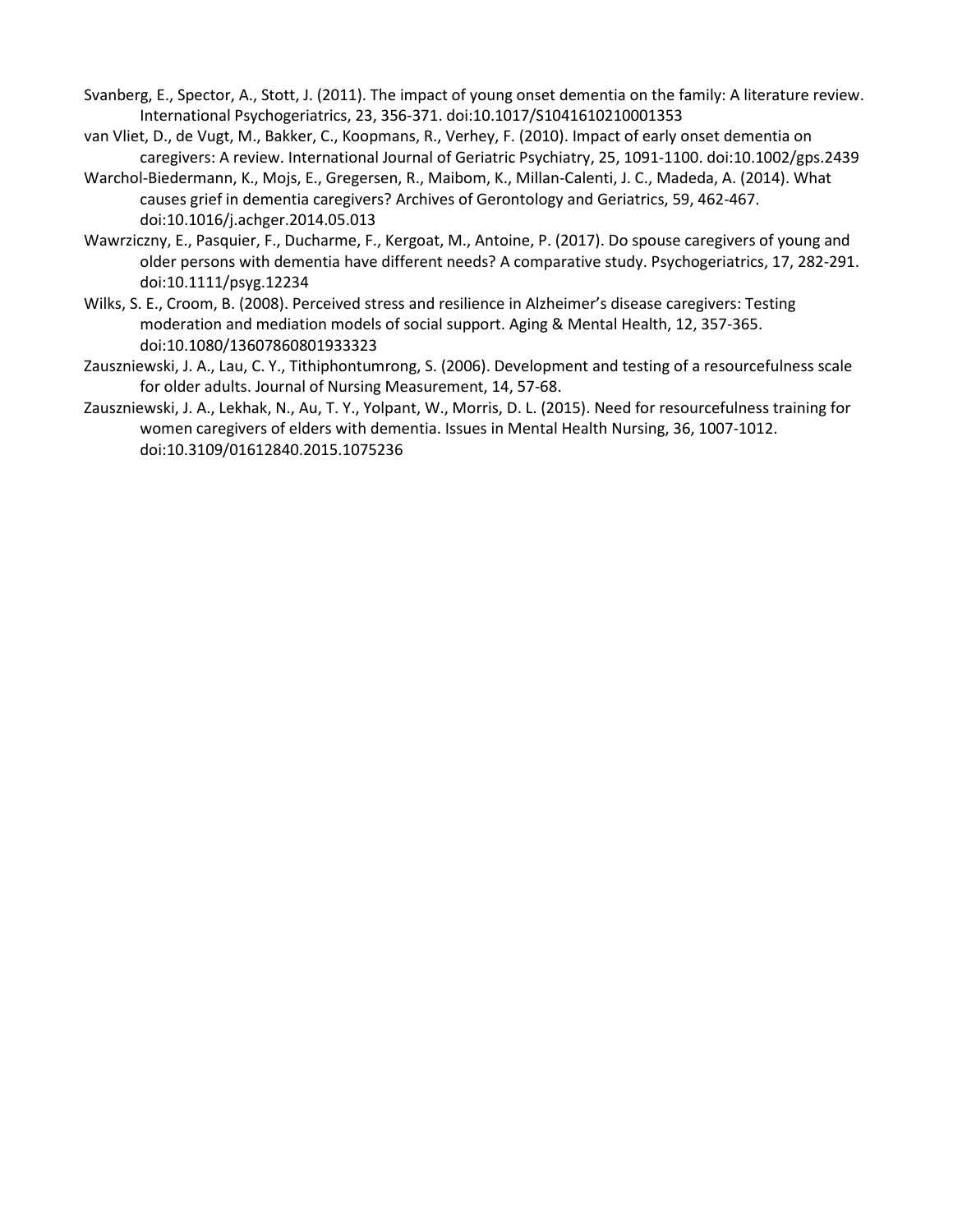Svanberg, E., Spector, A., Stott, J. (2011). The impact of young onset dementia on the family: A literature review. International Psychogeriatrics, 23, 356-371. doi:10.1017/S1041610210001353

van Vliet, D., de Vugt, M., Bakker, C., Koopmans, R., Verhey, F. (2010). Impact of early onset dementia on caregivers: A review. International Journal of Geriatric Psychiatry, 25, 1091-1100. doi:10.1002/gps.2439

Warchol-Biedermann, K., Mojs, E., Gregersen, R., Maibom, K., Millan-Calenti, J. C., Madeda, A. (2014). What causes grief in dementia caregivers? Archives of Gerontology and Geriatrics, 59, 462-467. doi:10.1016/j.achger.2014.05.013

Wawrziczny, E., Pasquier, F., Ducharme, F., Kergoat, M., Antoine, P. (2017). Do spouse caregivers of young and older persons with dementia have different needs? A comparative study. Psychogeriatrics, 17, 282-291. doi:10.1111/psyg.12234

Wilks, S. E., Croom, B. (2008). Perceived stress and resilience in Alzheimer's disease caregivers: Testing moderation and mediation models of social support. Aging & Mental Health, 12, 357-365. doi:10.1080/13607860801933323

Zauszniewski, J. A., Lau, C. Y., Tithiphontumrong, S. (2006). Development and testing of a resourcefulness scale for older adults. Journal of Nursing Measurement, 14, 57-68.

Zauszniewski, J. A., Lekhak, N., Au, T. Y., Yolpant, W., Morris, D. L. (2015). Need for resourcefulness training for women caregivers of elders with dementia. Issues in Mental Health Nursing, 36, 1007-1012. doi:10.3109/01612840.2015.1075236